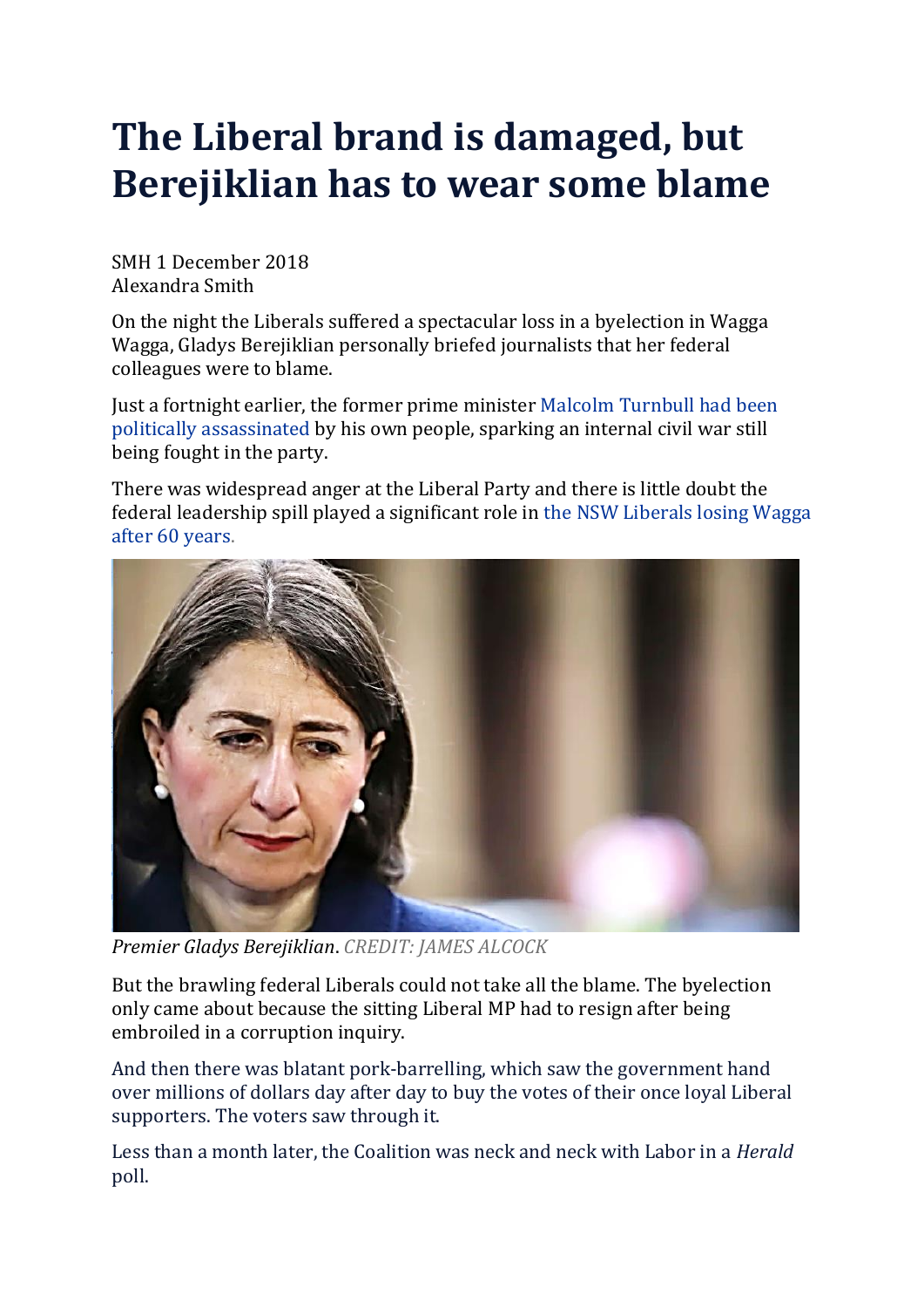# The Liberal brand is damaged, but Berejiklian has to wear some blame

SMH 1 December 2018
Alexandra Smith

On the night the Liberals suffered a spectacular loss in a byelection in Wagga Wagga, Gladys Berejiklian personally briefed journalists that her federal colleagues were to blame.

Just a fortnight earlier, the former prime minister Malcolm Turnbull had been politically assassinated by his own people, sparking an internal civil war still being fought in the party.

There was widespread anger at the Liberal Party and there is little doubt the federal leadership spill played a significant role in the NSW Liberals losing Wagga after 60 years.

*Premier Gladys Berejiklian*. CREDIT: JAMES ALCOCK

But the brawling federal Liberals could not take all the blame. The byelection only came about because the sitting Liberal MP had to resign after being embroiled in a corruption inquiry.

And then there was blatant pork-barrelling, which saw the government hand over millions of dollars day after day to buy the votes of their once loyal Liberal supporters. The voters saw through it.

Less than a month later, the Coalition was neck and neck with Labor in a *Herald* poll.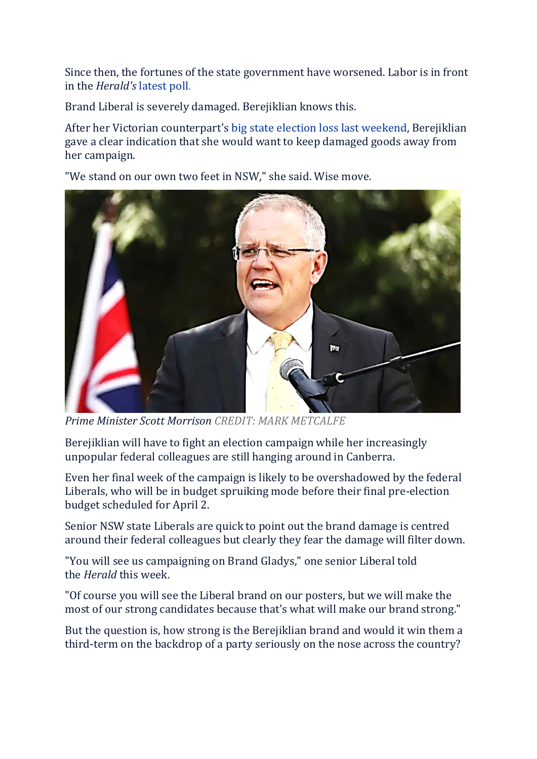Since then, the fortunes of the state government have worsened. Labor is in front in the *Herald's* latest poll.

Brand Liberal is severely damaged. Berejiklian knows this.

After her Victorian counterpart's big state election loss last weekend, Berejiklian gave a clear indication that she would want to keep damaged goods away from her campaign.

"We stand on our own two feet in NSW," she said. Wise move.

*Prime Minister Scott Morrison* CREDIT: MARK METCALFE

Berejiklian will have to fight an election campaign while her increasingly unpopular federal colleagues are still hanging around in Canberra.

Even her final week of the campaign is likely to be overshadowed by the federal Liberals, who will be in budget spruiking mode before their final pre-election budget scheduled for April 2.

Senior NSW state Liberals are quick to point out the brand damage is centred around their federal colleagues but clearly they fear the damage will filter down.

"You will see us campaigning on Brand Gladys," one senior Liberal told the *Herald* this week.

"Of course you will see the Liberal brand on our posters, but we will make the most of our strong candidates because that's what will make our brand strong."

But the question is, how strong is the Berejiklian brand and would it win them a third-term on the backdrop of a party seriously on the nose across the country?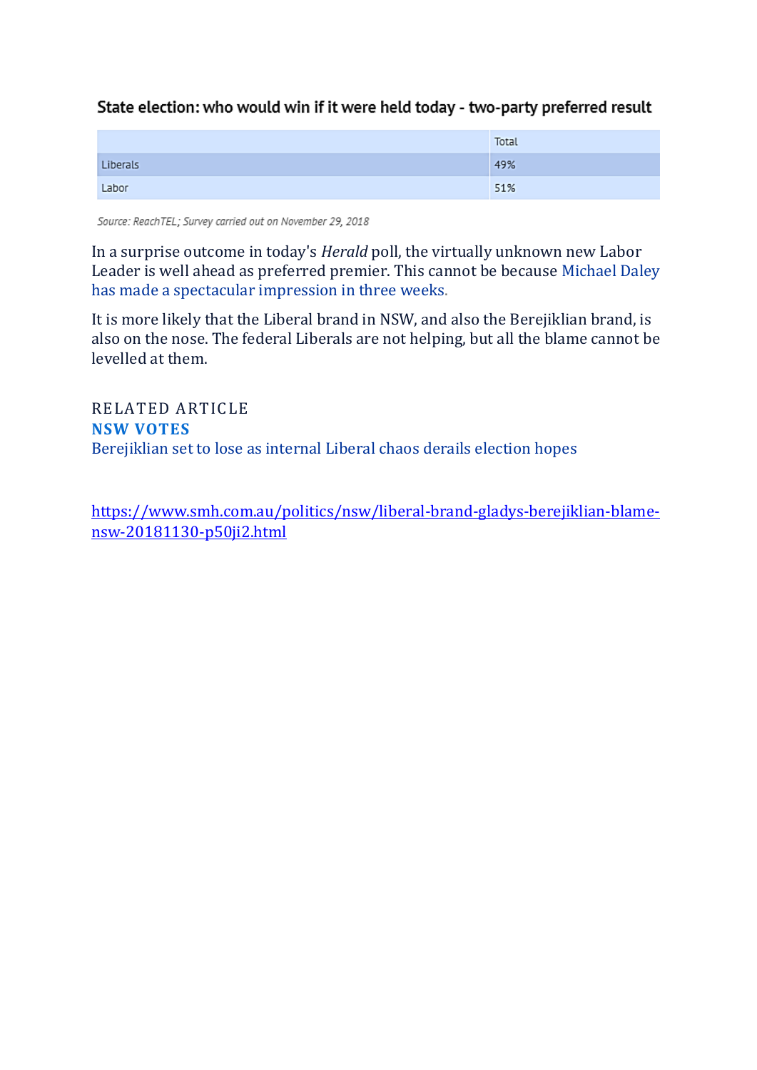**State election: who would win if it were held today - two-party preferred result**

| | Total |
|---|---|
| Liberals | 49% |
| Labor | 51% |

*Source: ReachTEL; Survey carried out on November 29, 2018*

In a surprise outcome in today's *Herald* poll, the virtually unknown new Labor Leader is well ahead as preferred premier. This cannot be because Michael Daley has made a spectacular impression in three weeks.

It is more likely that the Liberal brand in NSW, and also the Berejiklian brand, is also on the nose. The federal Liberals are not helping, but all the blame cannot be levelled at them.

RELATED ARTICLE

**NSW VOTES**

Berejiklian set to lose as internal Liberal chaos derails election hopes

https://www.smh.com.au/politics/nsw/liberal-brand-gladys-berejiklian-blame-nsw-20181130-p50ji2.html